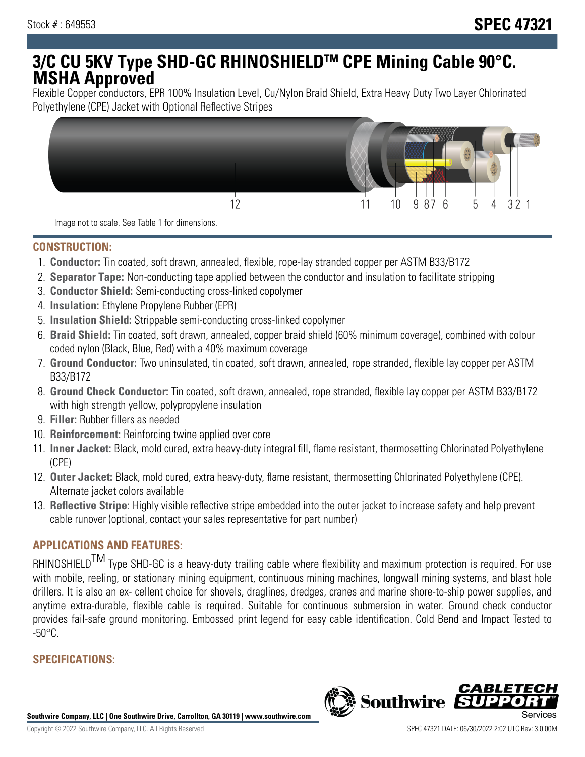Stock # : 649553

# SPEC 47321

# 3/C CU 5KV Type SHD-GC RHINOSHIELDTM CPE Mining Cable 90°C. MSHA Approved

Flexible Copper conductors, EPR 100% Insulation Level, Cu/Nylon Braid Shield, Extra Heavy Duty Two Layer Chlorinated Polyethylene (CPE) Jacket with Optional Reflective Stripes

12 11 10 9 8 7 6 5 4 3 2 1

Image not to scale. See Table 1 for dimensions.

## CONSTRUCTION:

1. **Conductor:** Tin coated, soft drawn, annealed, flexible, rope-lay stranded copper per ASTM B33/B172
2. **Separator Tape:** Non-conducting tape applied between the conductor and insulation to facilitate stripping
3. **Conductor Shield:** Semi-conducting cross-linked copolymer
4. **Insulation:** Ethylene Propylene Rubber (EPR)
5. **Insulation Shield:** Strippable semi-conducting cross-linked copolymer
6. **Braid Shield:** Tin coated, soft drawn, annealed, copper braid shield (60% minimum coverage), combined with colour coded nylon (Black, Blue, Red) with a 40% maximum coverage
7. **Ground Conductor:** Two uninsulated, tin coated, soft drawn, annealed, rope stranded, flexible lay copper per ASTM B33/B172
8. **Ground Check Conductor:** Tin coated, soft drawn, annealed, rope stranded, flexible lay copper per ASTM B33/B172 with high strength yellow, polypropylene insulation
9. **Filler:** Rubber fillers as needed
10. **Reinforcement:** Reinforcing twine applied over core
11. **Inner Jacket:** Black, mold cured, extra heavy-duty integral fill, flame resistant, thermosetting Chlorinated Polyethylene (CPE)
12. **Outer Jacket:** Black, mold cured, extra heavy-duty, flame resistant, thermosetting Chlorinated Polyethylene (CPE). Alternate jacket colors available
13. **Reflective Stripe:** Highly visible reflective stripe embedded into the outer jacket to increase safety and help prevent cable runover (optional, contact your sales representative for part number)

## APPLICATIONS AND FEATURES:

RHINOSHIELDTM Type SHD-GC is a heavy-duty trailing cable where flexibility and maximum protection is required. For use with mobile, reeling, or stationary mining equipment, continuous mining machines, longwall mining systems, and blast hole drillers. It is also an ex- cellent choice for shovels, draglines, dredges, cranes and marine shore-to-ship power supplies, and anytime extra-durable, flexible cable is required. Suitable for continuous submersion in water. Ground check conductor provides fail-safe ground monitoring. Embossed print legend for easy cable identification. Cold Bend and Impact Tested to -50°C.

## SPECIFICATIONS: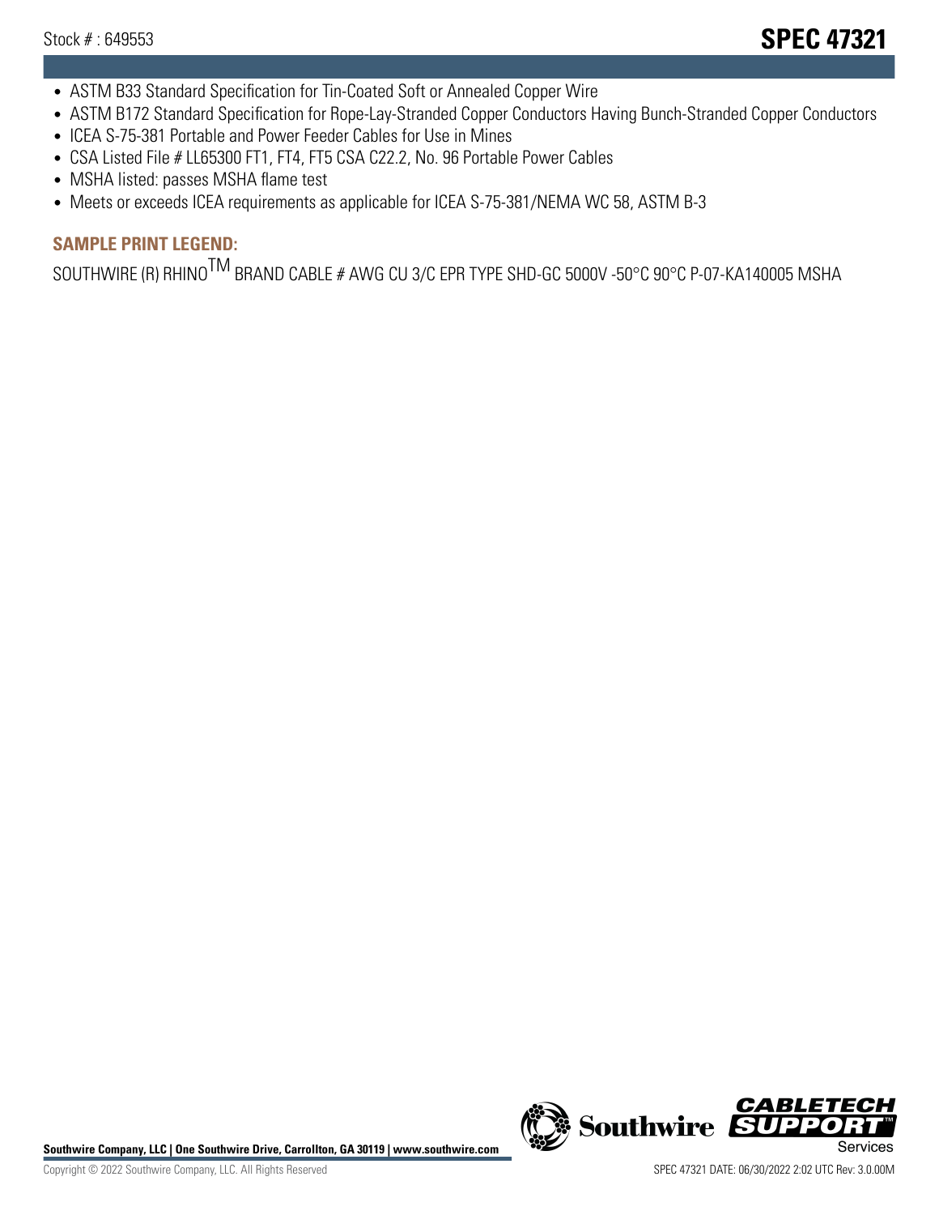- ASTM B33 Standard Specification for Tin-Coated Soft or Annealed Copper Wire
- ASTM B172 Standard Specification for Rope-Lay-Stranded Copper Conductors Having Bunch-Stranded Copper Conductors
- ICEA S-75-381 Portable and Power Feeder Cables for Use in Mines
- CSA Listed File # LL65300 FT1, FT4, FT5 CSA C22.2, No. 96 Portable Power Cables
- MSHA listed: passes MSHA flame test
- Meets or exceeds ICEA requirements as applicable for ICEA S-75-381/NEMA WC 58, ASTM B-3

## SAMPLE PRINT LEGEND:

SOUTHWIRE (R) RHINO™ BRAND CABLE # AWG CU 3/C EPR TYPE SHD-GC 5000V -50°C 90°C P-07-KA140005 MSHA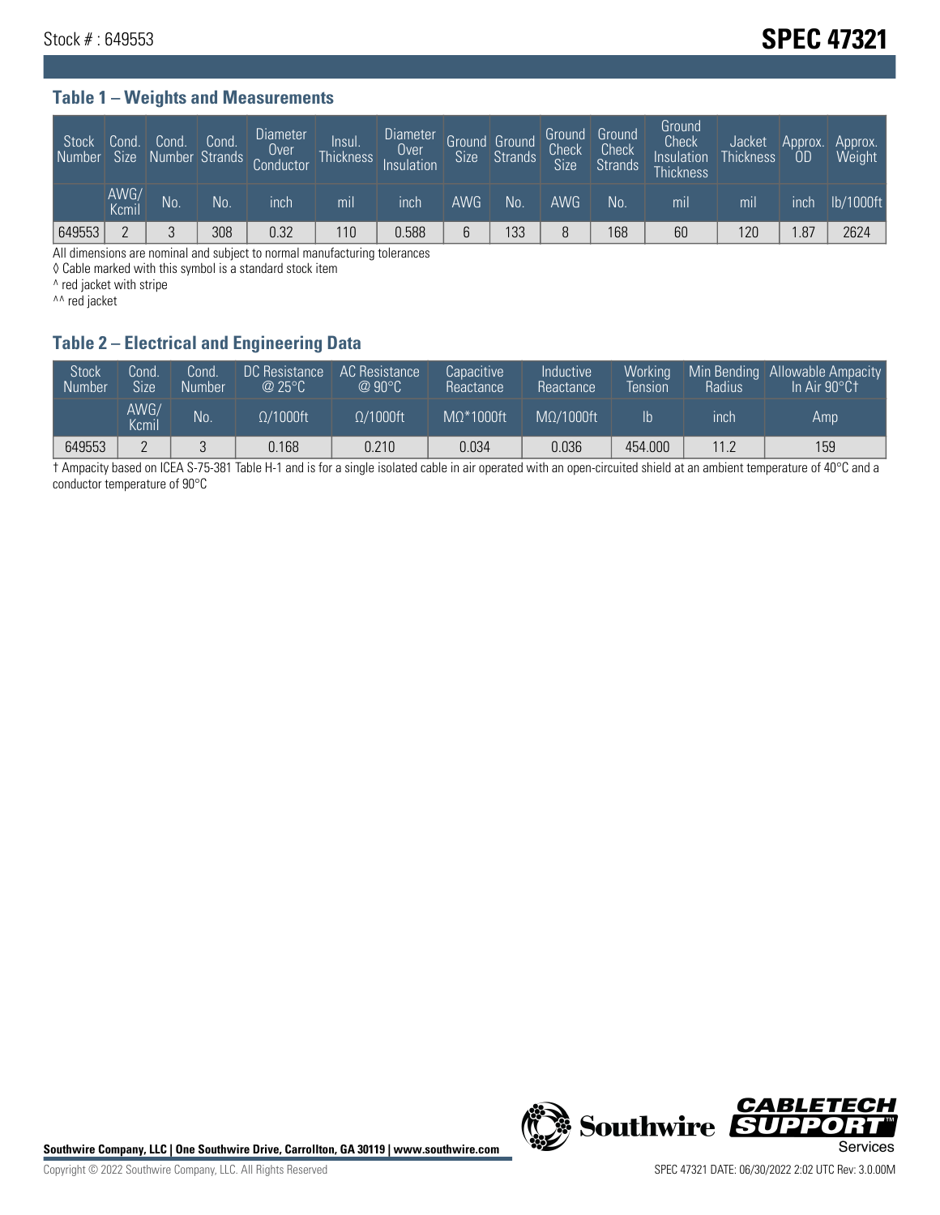Stock # : 649553

# SPEC 47321

## Table 1 – Weights and Measurements

| Stock Number | Cond. Size | Cond. Number | Cond. Strands | Diameter Over Conductor | Insul. Thickness | Diameter Over Insulation | Ground Size | Ground Strands | Ground Check Size | Ground Check Strands | Ground Check Insulation Thickness | Jacket Thickness | Approx. OD | Approx. Weight |
|---|---|---|---|---|---|---|---|---|---|---|---|---|---|---|
| | AWG/ Kcmil | No. | No. | inch | mil | inch | AWG | No. | AWG | No. | mil | mil | inch | lb/1000ft |
| 649553 | 2 | 3 | 308 | 0.32 | 110 | 0.588 | 6 | 133 | 8 | 168 | 60 | 120 | 1.87 | 2624 |

All dimensions are nominal and subject to normal manufacturing tolerances

◊ Cable marked with this symbol is a standard stock item

^ red jacket with stripe

^^ red jacket

## Table 2 – Electrical and Engineering Data

| Stock Number | Cond. Size | Cond. Number | DC Resistance @ 25°C | AC Resistance @ 90°C | Capacitive Reactance | Inductive Reactance | Working Tension | Min Bending Radius | Allowable Ampacity In Air 90°C† |
|---|---|---|---|---|---|---|---|---|---|
| | AWG/ Kcmil | No. | Ω/1000ft | Ω/1000ft | MΩ*1000ft | MΩ/1000ft | lb | inch | Amp |
| 649553 | 2 | 3 | 0.168 | 0.210 | 0.034 | 0.036 | 454.000 | 11.2 | 159 |

† Ampacity based on ICEA S-75-381 Table H-1 and is for a single isolated cable in air operated with an open-circuited shield at an ambient temperature of 40°C and a conductor temperature of 90°C

Southwire Company, LLC | One Southwire Drive, Carrollton, GA 30119 | www.southwire.com

Copyright © 2022 Southwire Company, LLC. All Rights Reserved

SPEC 47321 DATE: 06/30/2022 2:02 UTC Rev: 3.0.00M